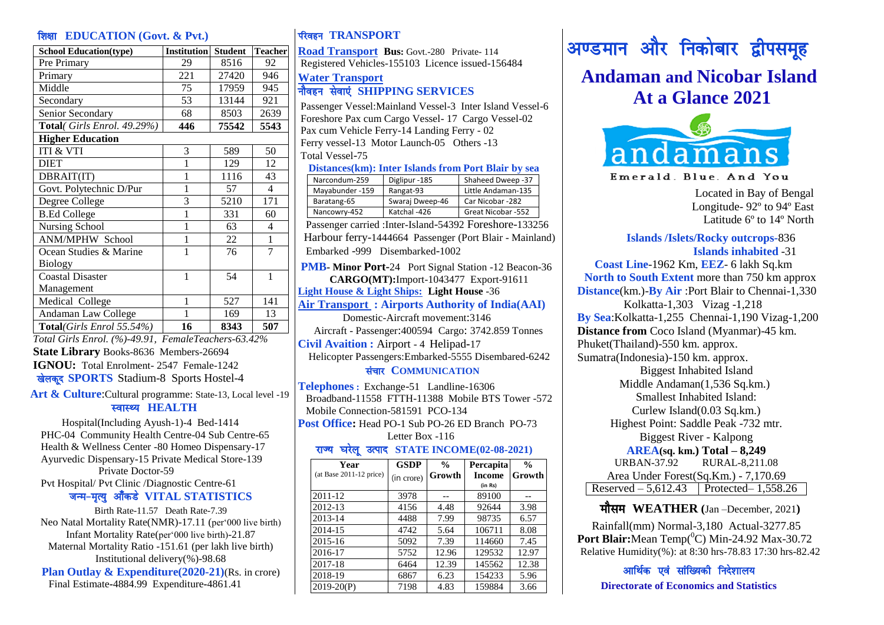# अण्डमान और निकोबार द्वीपसमूह

# Andaman and Nicobar Island At a Glance 2021

andamans

Emerald. Blue. And You

Located in Bay of Bengal
Longitude- 92º to 94º East
Latitude 6º to 14º North

**Islands /Islets/Rocky outcrops**-836
**Islands inhabited** -31

**Coast Line**-1962 Km, **EEZ**- 6 lakh Sq.km
**North to South Extent** more than 750 km approx
**Distance**(km.)-**By Air** :Port Blair to Chennai-1,330
Kolkatta-1,303 Vizag -1,218
**By Sea**:Kolkatta-1,255 Chennai-1,190 Vizag-1,200
**Distance from** Coco Island (Myanmar)-45 km.
Phuket(Thailand)-550 km. approx.
Sumatra(Indonesia)-150 km. approx.

Biggest Inhabited Island
Middle Andaman(1,536 Sq.km.)
Smallest Inhabited Island:
Curlew Island(0.03 Sq.km.)
Highest Point: Saddle Peak -732 mtr.
Biggest River - Kalpong

**AREA(sq. km.) Total – 8,249**
URBAN-37.92 RURAL-8,211.08
Area Under Forest(Sq.Km.) - 7,170.69

| Reserved – 5,612.43 | Protected– 1,558.26 |
|---|---|

## मौसम WEATHER (Jan –December, 2021)

Rainfall(mm) Normal-3,180 Actual-3277.85
**Port Blair:**Mean Temp($^0$C) Min-24.92 Max-30.72
Relative Humidity(%): at 8:30 hrs-78.83 17:30 hrs-82.42

आर्थिक एवं सांख्यिकी निदेशालय
**Directorate of Economics and Statistics**

## शिक्षा EDUCATION (Govt. & Pvt.)

| School Education(type) | Institution | Student | Teacher |
|---|---|---|---|
| Pre Primary | 29 | 8516 | 92 |
| Primary | 221 | 27420 | 946 |
| Middle | 75 | 17959 | 945 |
| Secondary | 53 | 13144 | 921 |
| Senior Secondary | 68 | 8503 | 2639 |
| **Total**(*Girls Enrol. 49.29%)* | **446** | **75542** | **5543** |
| **Higher Education** | | | |
| ITI & VTI | 3 | 589 | 50 |
| DIET | 1 | 129 | 12 |
| DBRAIT(IT) | 1 | 1116 | 43 |
| Govt. Polytechnic D/Pur | 1 | 57 | 4 |
| Degree College | 3 | 5210 | 171 |
| B.Ed College | 1 | 331 | 60 |
| Nursing School | 1 | 63 | 4 |
| ANM/MPHW School | 1 | 22 | 1 |
| Ocean Studies & Marine Biology | 1 | 76 | 7 |
| Coastal Disaster Management | 1 | 54 | 1 |
| Medical College | 1 | 527 | 141 |
| Andaman Law College | 1 | 169 | 13 |
| **Total**(*Girls Enrol 55.54%)* | **16** | **8343** | **507** |

*Total Girls Enrol. (%)-49.91, FemaleTeachers-63.42%*

**State Library** Books-8636 Members-26694
**IGNOU:** Total Enrolment- 2547 Female-1242

### खेलकूद SPORTS Stadium-8 Sports Hostel-4

**Art & Culture**:Cultural programme: State-13, Local level -19

## स्वास्थ्य HEALTH

Hospital(Including Ayush-1)-4 Bed-1414
PHC-04 Community Health Centre-04 Sub Centre-65
Health & Wellness Center -80 Homeo Dispensary-17
Ayurvedic Dispensary-15 Private Medical Store-139
Private Doctor-59
Pvt Hospital/ Pvt Clinic /Diagnostic Centre-61

## जन्म-मृत्यु आँकडे VITAL STATISTICS

Birth Rate-11.57 Death Rate-7.39
Neo Natal Mortality Rate(NMR)-17.11 (per'000 live birth)
Infant Mortality Rate(per'000 live birth)-21.87
Maternal Mortality Ratio -151.61 (per lakh live birth)
Institutional delivery(%)-98.68

**Plan Outlay & Expenditure(2020-21)**(Rs. in crore)
Final Estimate-4884.99 Expenditure-4861.41

## परिवहन TRANSPORT

**Road Transport Bus:** Govt.-280 Private- 114
Registered Vehicles-155103 Licence issued-156484

**Water Transport**

### नौवहन सेवाएं SHIPPING SERVICES

Passenger Vessel:Mainland Vessel-3 Inter Island Vessel-6
Foreshore Pax cum Cargo Vessel- 17 Cargo Vessel-02
Pax cum Vehicle Ferry-14 Landing Ferry - 02
Ferry vessel-13 Motor Launch-05 Others -13
Total Vessel-75

**Distances(km): Inter Islands from Port Blair by sea**

| Narcondum-259 | Diglipur -185 | Shaheed Dweep -37 |
|---|---|---|
| Mayabunder -159 | Rangat-93 | Little Andaman-135 |
| Baratang-65 | Swaraj Dweep-46 | Car Nicobar -282 |
| Nancowry-452 | Katchal -426 | Great Nicobar -552 |

Passenger carried :Inter-Island-54392 Foreshore-133256
Harbour ferry-1444664 Passenger (Port Blair - Mainland)
Embarked -999 Disembarked-1002

**PMB- Minor Port-**24 Port Signal Station -12 Beacon-36
**CARGO(MT):**Import-1043477 Export-91611
**Light House & Light Ships: Light House** -36

**Air Transport : Airports Authority of India(AAI)**
Domestic-Aircraft movement:3146
Aircraft - Passenger:400594 Cargo: 3742.859 Tonnes

**Civil Avaition :** Airport - 4 Helipad-17
Helicopter Passengers:Embarked-5555 Disembared-6242

### संचार COMMUNICATION

**Telephones :** Exchange-51 Landline-16306
Broadband-11558 FTTH-11388 Mobile BTS Tower -572
Mobile Connection-581591 PCO-134

**Post Office:** Head PO-1 Sub PO-26 ED Branch PO-73
Letter Box -116

### राज्य घरेलू उत्पाद STATE INCOME(02-08-2021)

| Year (at Base 2011-12 price) | GSDP (in crore) | % Growth | Percapita Income (in Rs) | % Growth |
|---|---|---|---|---|
| 2011-12 | 3978 | -- | 89100 | -- |
| 2012-13 | 4156 | 4.48 | 92644 | 3.98 |
| 2013-14 | 4488 | 7.99 | 98735 | 6.57 |
| 2014-15 | 4742 | 5.64 | 106711 | 8.08 |
| 2015-16 | 5092 | 7.39 | 114660 | 7.45 |
| 2016-17 | 5752 | 12.96 | 129532 | 12.97 |
| 2017-18 | 6464 | 12.39 | 145562 | 12.38 |
| 2018-19 | 6867 | 6.23 | 154233 | 5.96 |
| 2019-20(P) | 7198 | 4.83 | 159884 | 3.66 |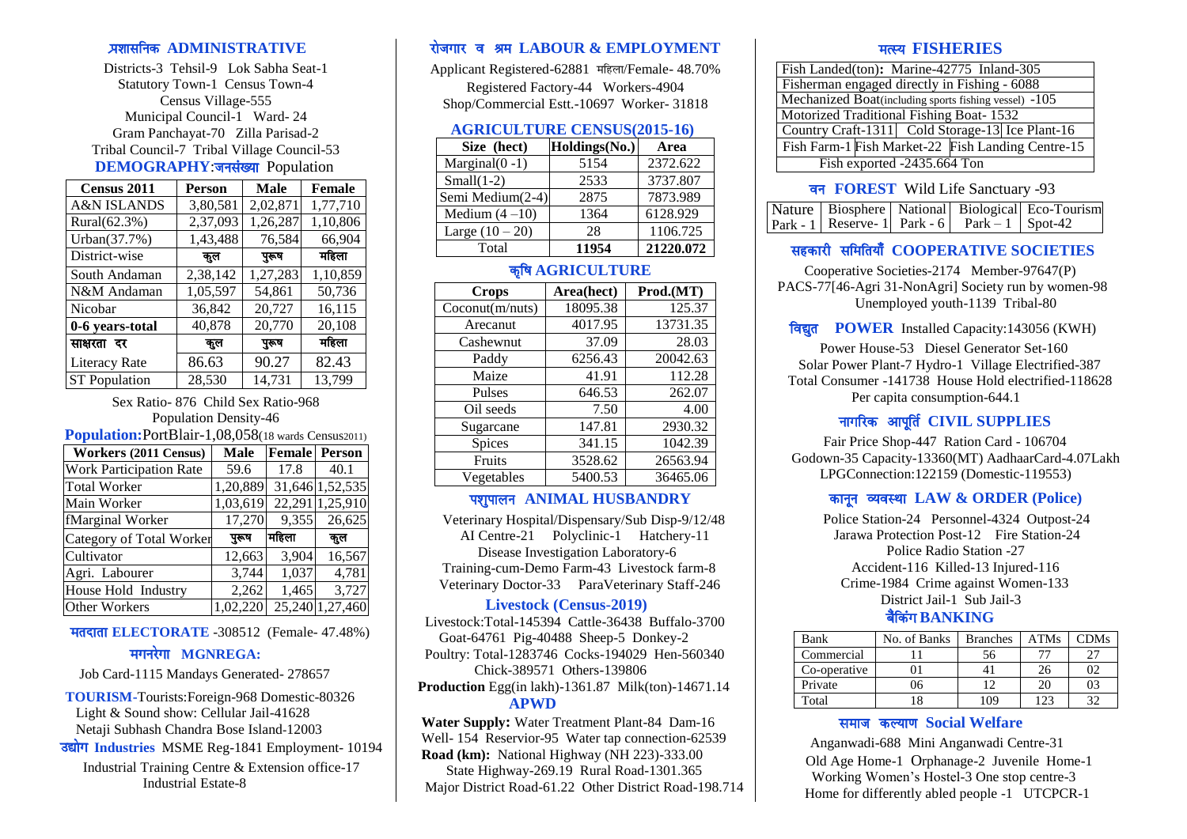## प्रशासनिक ADMINISTRATIVE

Districts-3 Tehsil-9 Lok Sabha Seat-1
Statutory Town-1 Census Town-4
Census Village-555
Municipal Council-1 Ward- 24
Gram Panchayat-70 Zilla Parisad-2
Tribal Council-7 Tribal Village Council-53

## DEMOGRAPHY:जनसंख्या Population

| Census 2011 | Person | Male | Female |
|---|---|---|---|
| A&N ISLANDS | 3,80,581 | 2,02,871 | 1,77,710 |
| Rural(62.3%) | 2,37,093 | 1,26,287 | 1,10,806 |
| Urban(37.7%) | 1,43,488 | 76,584 | 66,904 |
| District-wise | कुल | पुरूष | महिला |
| South Andaman | 2,38,142 | 1,27,283 | 1,10,859 |
| N&M Andaman | 1,05,597 | 54,861 | 50,736 |
| Nicobar | 36,842 | 20,727 | 16,115 |
| **0-6 years-total** | 40,878 | 20,770 | 20,108 |
| साक्षरता दर | कुल | पुरूष | महिला |
| Literacy Rate | 86.63 | 90.27 | 82.43 |
| ST Population | 28,530 | 14,731 | 13,799 |

Sex Ratio- 876 Child Sex Ratio-968
Population Density-46

**Population:**PortBlair-1,08,058(18 wards Census2011)

| Workers (2011 Census) | Male | Female | Person |
|---|---|---|---|
| Work Participation Rate | 59.6 | 17.8 | 40.1 |
| Total Worker | 1,20,889 | 31,646 | 1,52,535 |
| Main Worker | 1,03,619 | 22,291 | 1,25,910 |
| fMarginal Worker | 17,270 | 9,355 | 26,625 |
| Category of Total Worker | पुरूष | महिला | कुल |
| Cultivator | 12,663 | 3,904 | 16,567 |
| Agri. Labourer | 3,744 | 1,037 | 4,781 |
| House Hold Industry | 2,262 | 1,465 | 3,727 |
| Other Workers | 1,02,220 | 25,240 | 1,27,460 |

**मतदाता ELECTORATE** -308512 (Female- 47.48%)

## मगनरेगा MGNREGA:

Job Card-1115 Mandays Generated- 278657

**TOURISM**-Tourists:Foreign-968 Domestic-80326
Light & Sound show: Cellular Jail-41628
Netaji Subhash Chandra Bose Island-12003

**उद्योग Industries** MSME Reg-1841 Employment- 10194
Industrial Training Centre & Extension office-17
Industrial Estate-8

## रोजगार व श्रम LABOUR & EMPLOYMENT

Applicant Registered-62881 महिला/Female- 48.70%
Registered Factory-44 Workers-4904
Shop/Commercial Estt.-10697 Worker- 31818

## AGRICULTURE CENSUS(2015-16)

| Size (hect) | Holdings(No.) | Area |
|---|---|---|
| Marginal(0 -1) | 5154 | 2372.622 |
| Small(1-2) | 2533 | 3737.807 |
| Semi Medium(2-4) | 2875 | 7873.989 |
| Medium (4 –10) | 1364 | 6128.929 |
| Large (10 – 20) | 28 | 1106.725 |
| Total | **11954** | **21220.072** |

## कृषि AGRICULTURE

| Crops | Area(hect) | Prod.(MT) |
|---|---|---|
| Coconut(m/nuts) | 18095.38 | 125.37 |
| Arecanut | 4017.95 | 13731.35 |
| Cashewnut | 37.09 | 28.03 |
| Paddy | 6256.43 | 20042.63 |
| Maize | 41.91 | 112.28 |
| Pulses | 646.53 | 262.07 |
| Oil seeds | 7.50 | 4.00 |
| Sugarcane | 147.81 | 2930.32 |
| Spices | 341.15 | 1042.39 |
| Fruits | 3528.62 | 26563.94 |
| Vegetables | 5400.53 | 36465.06 |

## पशुपालन ANIMAL HUSBANDRY

Veterinary Hospital/Dispensary/Sub Disp-9/12/48
AI Centre-21 Polyclinic-1 Hatchery-11
Disease Investigation Laboratory-6
Training-cum-Demo Farm-43 Livestock farm-8
Veterinary Doctor-33 ParaVeterinary Staff-246

### Livestock (Census-2019)

Livestock:Total-145394 Cattle-36438 Buffalo-3700
Goat-64761 Pig-40488 Sheep-5 Donkey-2
Poultry: Total-1283746 Cocks-194029 Hen-560340
Chick-389571 Others-139806
**Production** Egg(in lakh)-1361.87 Milk(ton)-14671.14

### APWD

**Water Supply:** Water Treatment Plant-84 Dam-16
Well- 154 Reservior-95 Water tap connection-62539
**Road (km):** National Highway (NH 223)-333.00
State Highway-269.19 Rural Road-1301.365
Major District Road-61.22 Other District Road-198.714

## मत्स्य FISHERIES

| | | |
|---|---|---|
| Fish Landed(ton)**:** Marine-42775 Inland-305 | | |
| Fisherman engaged directly in Fishing - 6088 | | |
| Mechanized Boat(including sports fishing vessel) -105 | | |
| Motorized Traditional Fishing Boat- 1532 | | |
| Country Craft-1311 | Cold Storage-13 | Ice Plant-16 |
| Fish Farm-1 | Fish Market-22 | Fish Landing Centre-15 |
| Fish exported -2435.664 Ton | | |

## वन FOREST Wild Life Sanctuary -93

| | | | | |
|---|---|---|---|---|
| Nature Park - 1 | Biosphere Reserve- 1 | National Park - 6 | Biological Park – 1 | Eco-Tourism Spot-42 |

## सहकारी समितियाँ COOPERATIVE SOCIETIES

Cooperative Societies-2174 Member-97647(P)
PACS-77[46-Agri 31-NonAgri] Society run by women-98
Unemployed youth-1139 Tribal-80

## विद्युत POWER Installed Capacity:143056 (KWH)

Power House-53 Diesel Generator Set-160
Solar Power Plant-7 Hydro-1 Village Electrified-387
Total Consumer -141738 House Hold electrified-118628
Per capita consumption-644.1

## नागरिक आपूर्ति CIVIL SUPPLIES

Fair Price Shop-447 Ration Card - 106704
Godown-35 Capacity-13360(MT) AadhaarCard-4.07Lakh
LPGConnection:122159 (Domestic-119553)

## कानून व्यवस्था LAW & ORDER (Police)

Police Station-24 Personnel-4324 Outpost-24
Jarawa Protection Post-12 Fire Station-24
Police Radio Station -27
Accident-116 Killed-13 Injured-116
Crime-1984 Crime against Women-133
District Jail-1 Sub Jail-3

## बैंकिंग BANKING

| Bank | No. of Banks | Branches | ATMs | CDMs |
|---|---|---|---|---|
| Commercial | 11 | 56 | 77 | 27 |
| Co-operative | 01 | 41 | 26 | 02 |
| Private | 06 | 12 | 20 | 03 |
| Total | 18 | 109 | 123 | 32 |

## समाज कल्याण Social Welfare

Anganwadi-688 Mini Anganwadi Centre-31
Old Age Home-1 Orphanage-2 Juvenile Home-1
Working Women's Hostel-3 One stop centre-3
Home for differently abled people -1 UTCPCR-1